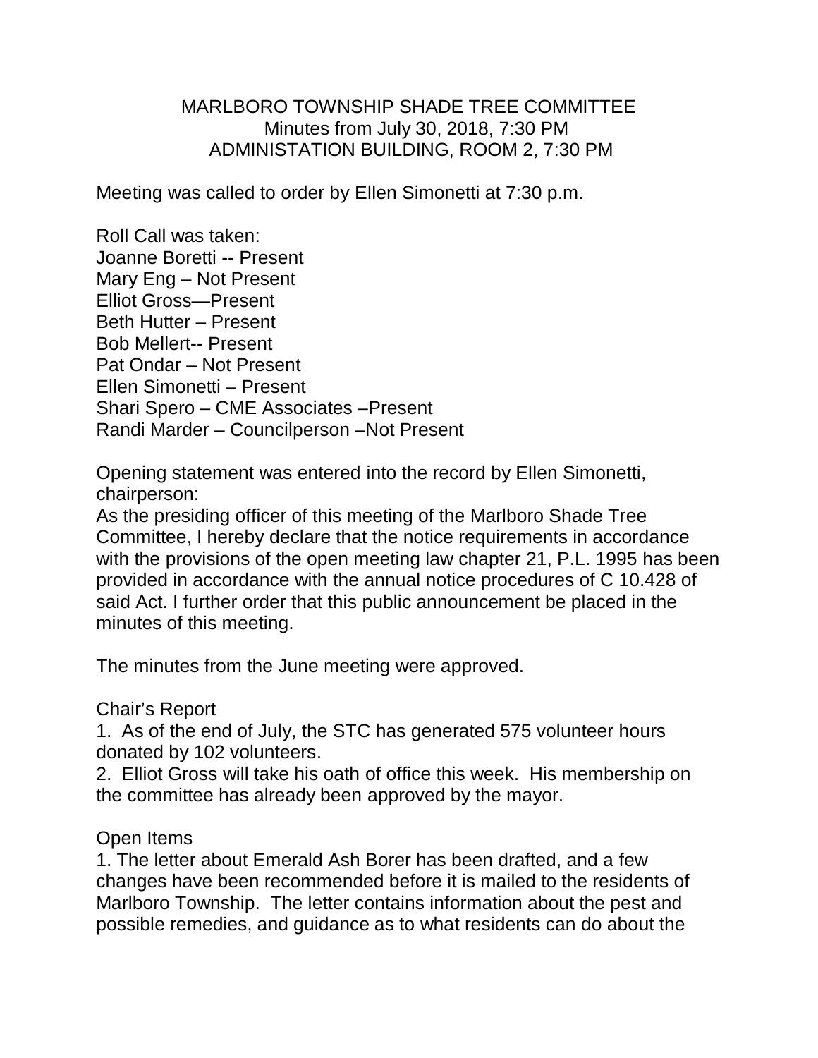MARLBORO TOWNSHIP SHADE TREE COMMITTEE
Minutes from July 30, 2018, 7:30 PM
ADMINISTATION BUILDING, ROOM 2, 7:30 PM

Meeting was called to order by Ellen Simonetti at 7:30 p.m.

Roll Call was taken:
Joanne Boretti -- Present
Mary Eng – Not Present
Elliot Gross—Present
Beth Hutter – Present
Bob Mellert-- Present
Pat Ondar – Not Present
Ellen Simonetti – Present
Shari Spero – CME Associates –Present
Randi Marder – Councilperson –Not Present

Opening statement was entered into the record by Ellen Simonetti, chairperson:
As the presiding officer of this meeting of the Marlboro Shade Tree Committee, I hereby declare that the notice requirements in accordance with the provisions of the open meeting law chapter 21, P.L. 1995 has been provided in accordance with the annual notice procedures of C 10.428 of said Act. I further order that this public announcement be placed in the minutes of this meeting.

The minutes from the June meeting were approved.

Chair's Report

1. As of the end of July, the STC has generated 575 volunteer hours donated by 102 volunteers.
2. Elliot Gross will take his oath of office this week. His membership on the committee has already been approved by the mayor.

Open Items

1. The letter about Emerald Ash Borer has been drafted, and a few changes have been recommended before it is mailed to the residents of Marlboro Township. The letter contains information about the pest and possible remedies, and guidance as to what residents can do about the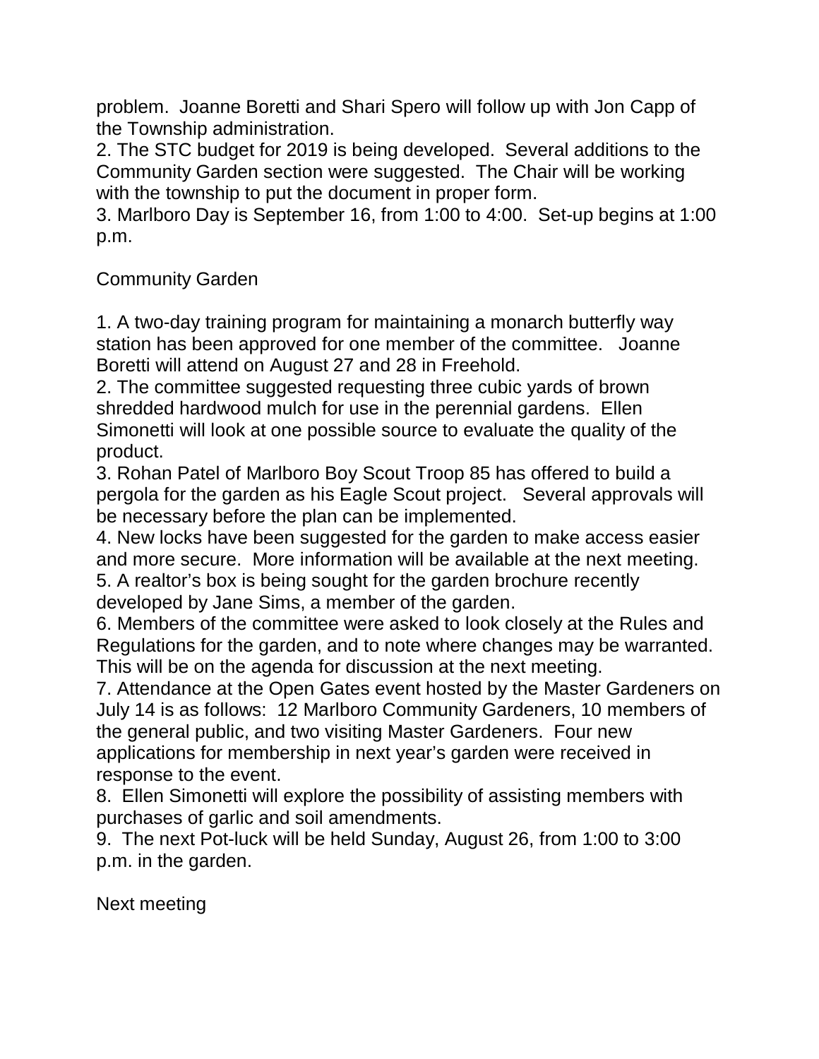problem. Joanne Boretti and Shari Spero will follow up with Jon Capp of the Township administration.

2. The STC budget for 2019 is being developed. Several additions to the Community Garden section were suggested. The Chair will be working with the township to put the document in proper form.

3. Marlboro Day is September 16, from 1:00 to 4:00. Set-up begins at 1:00 p.m.

Community Garden

1. A two-day training program for maintaining a monarch butterfly way station has been approved for one member of the committee. Joanne Boretti will attend on August 27 and 28 in Freehold.
2. The committee suggested requesting three cubic yards of brown shredded hardwood mulch for use in the perennial gardens. Ellen Simonetti will look at one possible source to evaluate the quality of the product.
3. Rohan Patel of Marlboro Boy Scout Troop 85 has offered to build a pergola for the garden as his Eagle Scout project. Several approvals will be necessary before the plan can be implemented.
4. New locks have been suggested for the garden to make access easier and more secure. More information will be available at the next meeting.
5. A realtor's box is being sought for the garden brochure recently developed by Jane Sims, a member of the garden.
6. Members of the committee were asked to look closely at the Rules and Regulations for the garden, and to note where changes may be warranted. This will be on the agenda for discussion at the next meeting.
7. Attendance at the Open Gates event hosted by the Master Gardeners on July 14 is as follows: 12 Marlboro Community Gardeners, 10 members of the general public, and two visiting Master Gardeners. Four new applications for membership in next year's garden were received in response to the event.
8. Ellen Simonetti will explore the possibility of assisting members with purchases of garlic and soil amendments.
9. The next Pot-luck will be held Sunday, August 26, from 1:00 to 3:00 p.m. in the garden.

Next meeting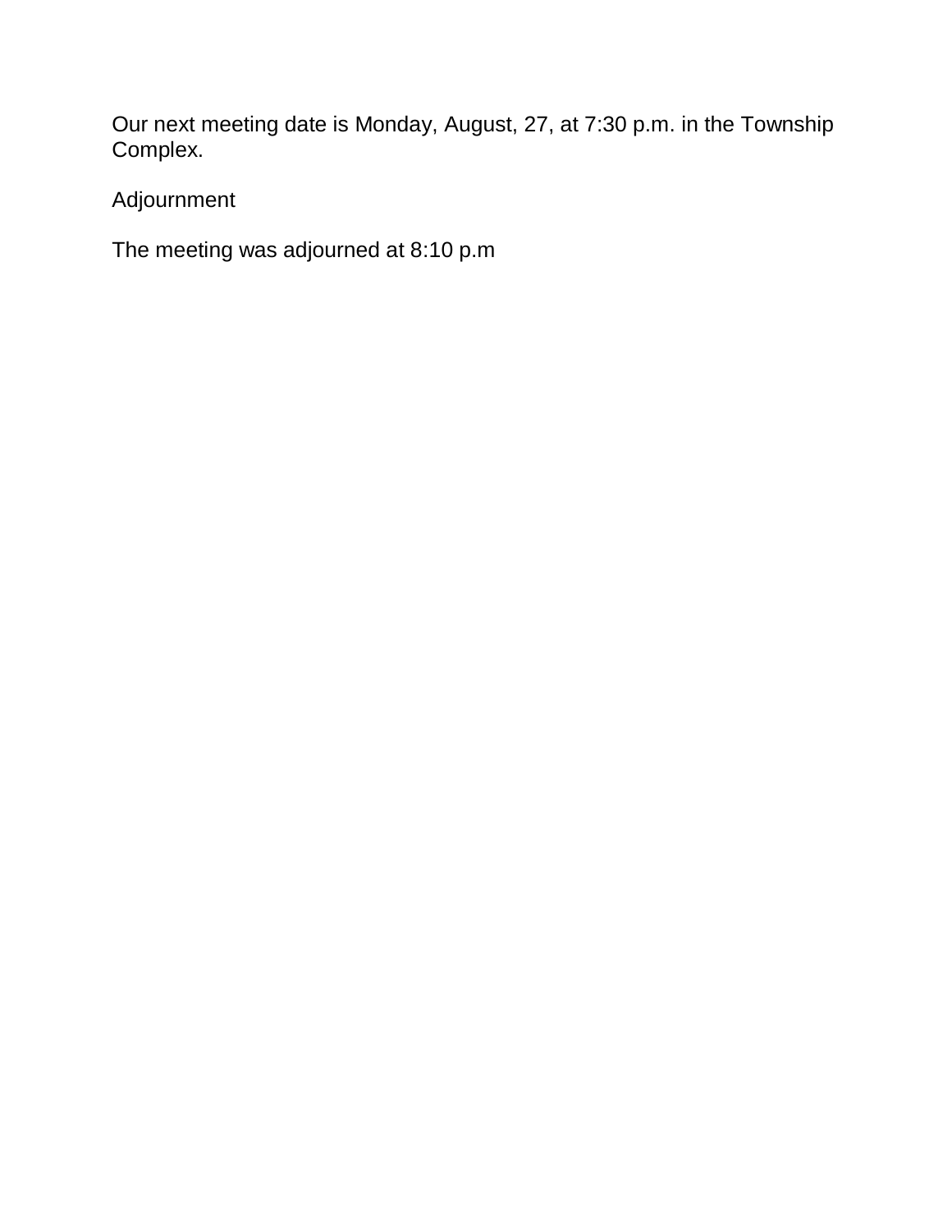Our next meeting date is Monday, August, 27, at 7:30 p.m. in the Township Complex.

Adjournment

The meeting was adjourned at 8:10 p.m